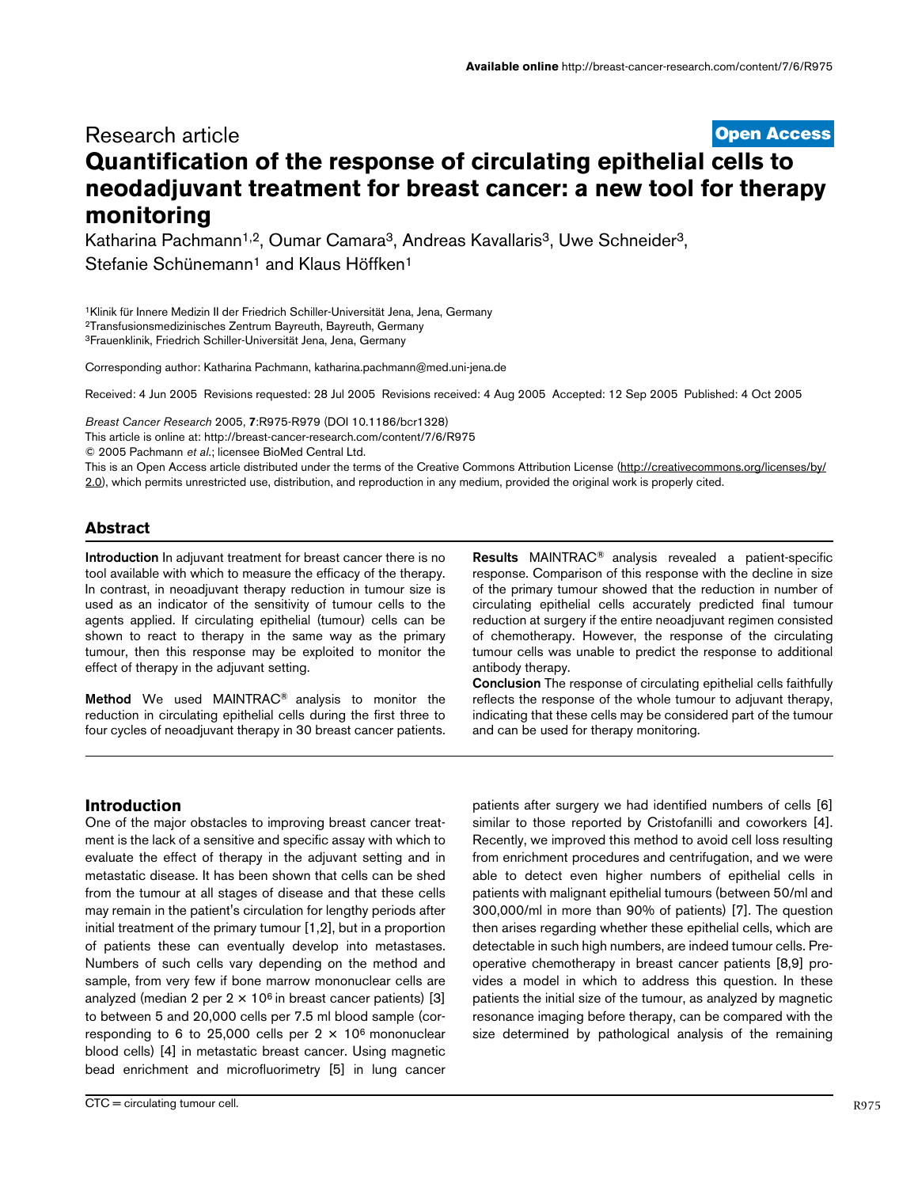Research article

**Open Access**

# Quantification of the response of circulating epithelial cells to neodadjuvant treatment for breast cancer: a new tool for therapy monitoring

Katharina Pachmann[1,2], Oumar Camara[3], Andreas Kavallaris[3], Uwe Schneider[3], Stefanie Schünemann[1] and Klaus Höffken[1]

[1]Klinik für Innere Medizin II der Friedrich Schiller-Universität Jena, Jena, Germany
[2]Transfusionsmedizinisches Zentrum Bayreuth, Bayreuth, Germany
[3]Frauenklinik, Friedrich Schiller-Universität Jena, Jena, Germany

Corresponding author: Katharina Pachmann, katharina.pachmann@med.uni-jena.de

Received: 4 Jun 2005 Revisions requested: 28 Jul 2005 Revisions received: 4 Aug 2005 Accepted: 12 Sep 2005 Published: 4 Oct 2005

*Breast Cancer Research* 2005, **7**:R975-R979 (DOI 10.1186/bcr1328)
This article is online at: http://breast-cancer-research.com/content/7/6/R975
© 2005 Pachmann *et al*.; licensee BioMed Central Ltd.
This is an Open Access article distributed under the terms of the Creative Commons Attribution License (http://creativecommons.org/licenses/by/2.0), which permits unrestricted use, distribution, and reproduction in any medium, provided the original work is properly cited.

## Abstract

**Introduction** In adjuvant treatment for breast cancer there is no tool available with which to measure the efficacy of the therapy. In contrast, in neoadjuvant therapy reduction in tumour size is used as an indicator of the sensitivity of tumour cells to the agents applied. If circulating epithelial (tumour) cells can be shown to react to therapy in the same way as the primary tumour, then this response may be exploited to monitor the effect of therapy in the adjuvant setting.

**Method** We used MAINTRAC® analysis to monitor the reduction in circulating epithelial cells during the first three to four cycles of neoadjuvant therapy in 30 breast cancer patients.

**Results** MAINTRAC® analysis revealed a patient-specific response. Comparison of this response with the decline in size of the primary tumour showed that the reduction in number of circulating epithelial cells accurately predicted final tumour reduction at surgery if the entire neoadjuvant regimen consisted of chemotherapy. However, the response of the circulating tumour cells was unable to predict the response to additional antibody therapy.

**Conclusion** The response of circulating epithelial cells faithfully reflects the response of the whole tumour to adjuvant therapy, indicating that these cells may be considered part of the tumour and can be used for therapy monitoring.

## Introduction

One of the major obstacles to improving breast cancer treatment is the lack of a sensitive and specific assay with which to evaluate the effect of therapy in the adjuvant setting and in metastatic disease. It has been shown that cells can be shed from the tumour at all stages of disease and that these cells may remain in the patient's circulation for lengthy periods after initial treatment of the primary tumour [1,2], but in a proportion of patients these can eventually develop into metastases. Numbers of such cells vary depending on the method and sample, from very few if bone marrow mononuclear cells are analyzed (median 2 per $2 \times 10^6$ in breast cancer patients) [3] to between 5 and 20,000 cells per 7.5 ml blood sample (corresponding to 6 to 25,000 cells per $2 \times 10^6$ mononuclear blood cells) [4] in metastatic breast cancer. Using magnetic bead enrichment and microfluorimetry [5] in lung cancer patients after surgery we had identified numbers of cells [6] similar to those reported by Cristofanilli and coworkers [4]. Recently, we improved this method to avoid cell loss resulting from enrichment procedures and centrifugation, and we were able to detect even higher numbers of epithelial cells in patients with malignant epithelial tumours (between 50/ml and 300,000/ml in more than 90% of patients) [7]. The question then arises regarding whether these epithelial cells, which are detectable in such high numbers, are indeed tumour cells. Preoperative chemotherapy in breast cancer patients [8,9] provides a model in which to address this question. In these patients the initial size of the tumour, as analyzed by magnetic resonance imaging before therapy, can be compared with the size determined by pathological analysis of the remaining

CTC = circulating tumour cell.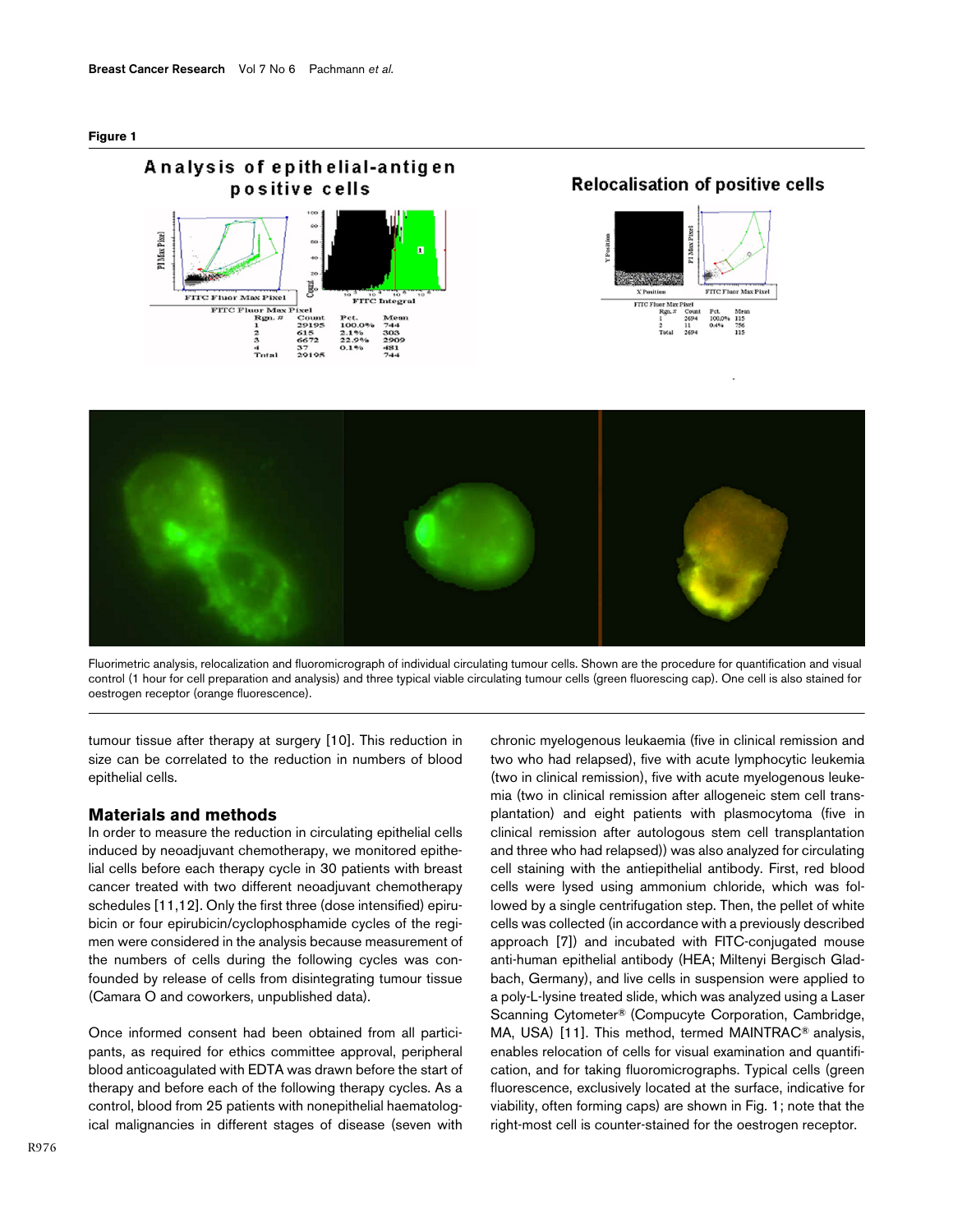**Figure 1**

Fluorimetric analysis, relocalization and fluoromicrograph of individual circulating tumour cells. Shown are the procedure for quantification and visual control (1 hour for cell preparation and analysis) and three typical viable circulating tumour cells (green fluorescing cap). One cell is also stained for oestrogen receptor (orange fluorescence).

tumour tissue after therapy at surgery [10]. This reduction in size can be correlated to the reduction in numbers of blood epithelial cells.

## Materials and methods

In order to measure the reduction in circulating epithelial cells induced by neoadjuvant chemotherapy, we monitored epithelial cells before each therapy cycle in 30 patients with breast cancer treated with two different neoadjuvant chemotherapy schedules [11,12]. Only the first three (dose intensified) epirubicin or four epirubicin/cyclophosphamide cycles of the regimen were considered in the analysis because measurement of the numbers of cells during the following cycles was confounded by release of cells from disintegrating tumour tissue (Camara O and coworkers, unpublished data).

Once informed consent had been obtained from all participants, as required for ethics committee approval, peripheral blood anticoagulated with EDTA was drawn before the start of therapy and before each of the following therapy cycles. As a control, blood from 25 patients with nonepithelial haematological malignancies in different stages of disease (seven with chronic myelogenous leukaemia (five in clinical remission and two who had relapsed), five with acute lymphocytic leukemia (two in clinical remission), five with acute myelogenous leukemia (two in clinical remission after allogeneic stem cell transplantation) and eight patients with plasmocytoma (five in clinical remission after autologous stem cell transplantation and three who had relapsed)) was also analyzed for circulating cell staining with the antiepithelial antibody. First, red blood cells were lysed using ammonium chloride, which was followed by a single centrifugation step. Then, the pellet of white cells was collected (in accordance with a previously described approach [7]) and incubated with FITC-conjugated mouse anti-human epithelial antibody (HEA; Miltenyi Bergisch Gladbach, Germany), and live cells in suspension were applied to a poly-L-lysine treated slide, which was analyzed using a Laser Scanning Cytometer® (Compucyte Corporation, Cambridge, MA, USA) [11]. This method, termed MAINTRAC® analysis, enables relocation of cells for visual examination and quantification, and for taking fluoromicrographs. Typical cells (green fluorescence, exclusively located at the surface, indicative for viability, often forming caps) are shown in Fig. 1; note that the right-most cell is counter-stained for the oestrogen receptor.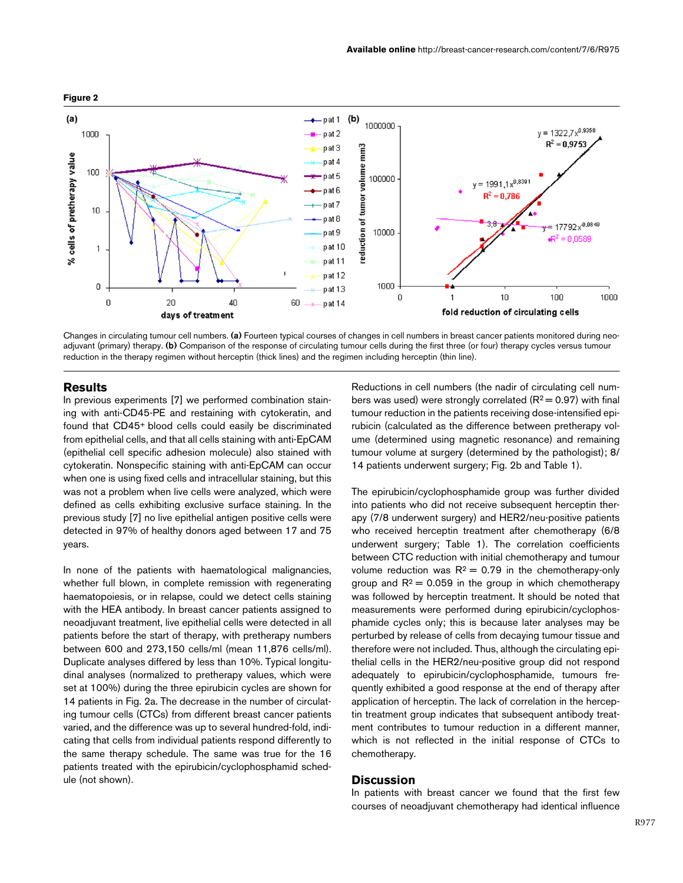**Figure 2**

Changes in circulating tumour cell numbers. **(a)** Fourteen typical courses of changes in cell numbers in breast cancer patients monitored during neoadjuvant (primary) therapy. **(b)** Comparison of the response of circulating tumour cells during the first three (or four) therapy cycles versus tumour reduction in the therapy regimen without herceptin (thick lines) and the regimen including herceptin (thin line).

## Results

In previous experiments [7] we performed combination staining with anti-CD45-PE and restaining with cytokeratin, and found that $CD45^+$ blood cells could easily be discriminated from epithelial cells, and that all cells staining with anti-EpCAM (epithelial cell specific adhesion molecule) also stained with cytokeratin. Nonspecific staining with anti-EpCAM can occur when one is using fixed cells and intracellular staining, but this was not a problem when live cells were analyzed, which were defined as cells exhibiting exclusive surface staining. In the previous study [7] no live epithelial antigen positive cells were detected in 97% of healthy donors aged between 17 and 75 years.

In none of the patients with haematological malignancies, whether full blown, in complete remission with regenerating haematopoiesis, or in relapse, could we detect cells staining with the HEA antibody. In breast cancer patients assigned to neoadjuvant treatment, live epithelial cells were detected in all patients before the start of therapy, with pretherapy numbers between 600 and 273,150 cells/ml (mean 11,876 cells/ml). Duplicate analyses differed by less than 10%. Typical longitudinal analyses (normalized to pretherapy values, which were set at 100%) during the three epirubicin cycles are shown for 14 patients in Fig. 2a. The decrease in the number of circulating tumour cells (CTCs) from different breast cancer patients varied, and the difference was up to several hundred-fold, indicating that cells from individual patients respond differently to the same therapy schedule. The same was true for the 16 patients treated with the epirubicin/cyclophosphamid schedule (not shown).

Reductions in cell numbers (the nadir of circulating cell numbers was used) were strongly correlated ($R^2 = 0.97$) with final tumour reduction in the patients receiving dose-intensified epirubicin (calculated as the difference between pretherapy volume (determined using magnetic resonance) and remaining tumour volume at surgery (determined by the pathologist); 8/14 patients underwent surgery; Fig. 2b and Table 1).

The epirubicin/cyclophosphamide group was further divided into patients who did not receive subsequent herceptin therapy (7/8 underwent surgery) and HER2/neu-positive patients who received herceptin treatment after chemotherapy (6/8 underwent surgery; Table 1). The correlation coefficients between CTC reduction with initial chemotherapy and tumour volume reduction was $R^2 = 0.79$ in the chemotherapy-only group and $R^2 = 0.059$ in the group in which chemotherapy was followed by herceptin treatment. It should be noted that measurements were performed during epirubicin/cyclophosphamide cycles only; this is because later analyses may be perturbed by release of cells from decaying tumour tissue and therefore were not included. Thus, although the circulating epithelial cells in the HER2/neu-positive group did not respond adequately to epirubicin/cyclophosphamide, tumours frequently exhibited a good response at the end of therapy after application of herceptin. The lack of correlation in the herceptin treatment group indicates that subsequent antibody treatment contributes to tumour reduction in a different manner, which is not reflected in the initial response of CTCs to chemotherapy.

## Discussion

In patients with breast cancer we found that the first few courses of neoadjuvant chemotherapy had identical influence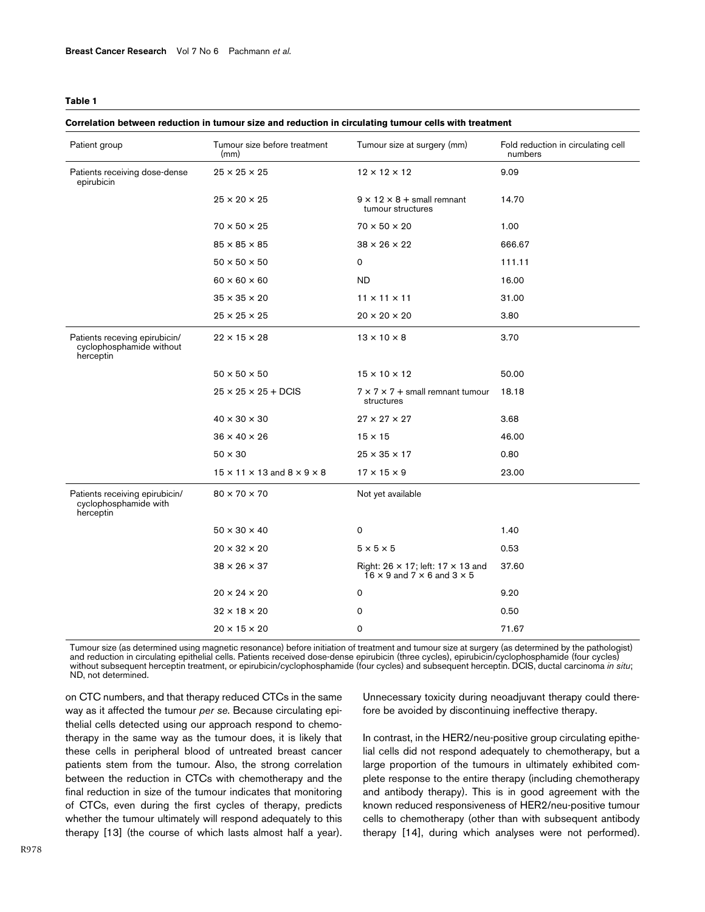**Table 1**

**Correlation between reduction in tumour size and reduction in circulating tumour cells with treatment**

| Patient group | Tumour size before treatment (mm) | Tumour size at surgery (mm) | Fold reduction in circulating cell numbers |
|---|---|---|---|
| Patients receiving dose-dense epirubicin | 25 × 25 × 25 | 12 × 12 × 12 | 9.09 |
| | 25 × 20 × 25 | 9 × 12 × 8 + small remnant tumour structures | 14.70 |
| | 70 × 50 × 25 | 70 × 50 × 20 | 1.00 |
| | 85 × 85 × 85 | 38 × 26 × 22 | 666.67 |
| | 50 × 50 × 50 | 0 | 111.11 |
| | 60 × 60 × 60 | ND | 16.00 |
| | 35 × 35 × 20 | 11 × 11 × 11 | 31.00 |
| | 25 × 25 × 25 | 20 × 20 × 20 | 3.80 |
| Patients receving epirubicin/cyclophosphamide without herceptin | 22 × 15 × 28 | 13 × 10 × 8 | 3.70 |
| | 50 × 50 × 50 | 15 × 10 × 12 | 50.00 |
| | 25 × 25 × 25 + DCIS | 7 × 7 × 7 + small remnant tumour structures | 18.18 |
| | 40 × 30 × 30 | 27 × 27 × 27 | 3.68 |
| | 36 × 40 × 26 | 15 × 15 | 46.00 |
| | 50 × 30 | 25 × 35 × 17 | 0.80 |
| | 15 × 11 × 13 and 8 × 9 × 8 | 17 × 15 × 9 | 23.00 |
| Patients receiving epirubicin/cyclophosphamide with herceptin | 80 × 70 × 70 | Not yet available | |
| | 50 × 30 × 40 | 0 | 1.40 |
| | 20 × 32 × 20 | 5 × 5 × 5 | 0.53 |
| | 38 × 26 × 37 | Right: 26 × 17; left: 17 × 13 and 16 × 9 and 7 × 6 and 3 × 5 | 37.60 |
| | 20 × 24 × 20 | 0 | 9.20 |
| | 32 × 18 × 20 | 0 | 0.50 |
| | 20 × 15 × 20 | 0 | 71.67 |

Tumour size (as determined using magnetic resonance) before initiation of treatment and tumour size at surgery (as determined by the pathologist) and reduction in circulating epithelial cells. Patients received dose-dense epirubicin (three cycles), epirubicin/cyclophosphamide (four cycles) without subsequent herceptin treatment, or epirubicin/cyclophosphamide (four cycles) and subsequent herceptin. DCIS, ductal carcinoma *in situ*; ND, not determined.

on CTC numbers, and that therapy reduced CTCs in the same way as it affected the tumour *per se*. Because circulating epithelial cells detected using our approach respond to chemotherapy in the same way as the tumour does, it is likely that these cells in peripheral blood of untreated breast cancer patients stem from the tumour. Also, the strong correlation between the reduction in CTCs with chemotherapy and the final reduction in size of the tumour indicates that monitoring of CTCs, even during the first cycles of therapy, predicts whether the tumour ultimately will respond adequately to this therapy [13] (the course of which lasts almost half a year). Unnecessary toxicity during neoadjuvant therapy could therefore be avoided by discontinuing ineffective therapy.

In contrast, in the HER2/neu-positive group circulating epithelial cells did not respond adequately to chemotherapy, but a large proportion of the tumours in ultimately exhibited complete response to the entire therapy (including chemotherapy and antibody therapy). This is in good agreement with the known reduced responsiveness of HER2/neu-positive tumour cells to chemotherapy (other than with subsequent antibody therapy [14], during which analyses were not performed).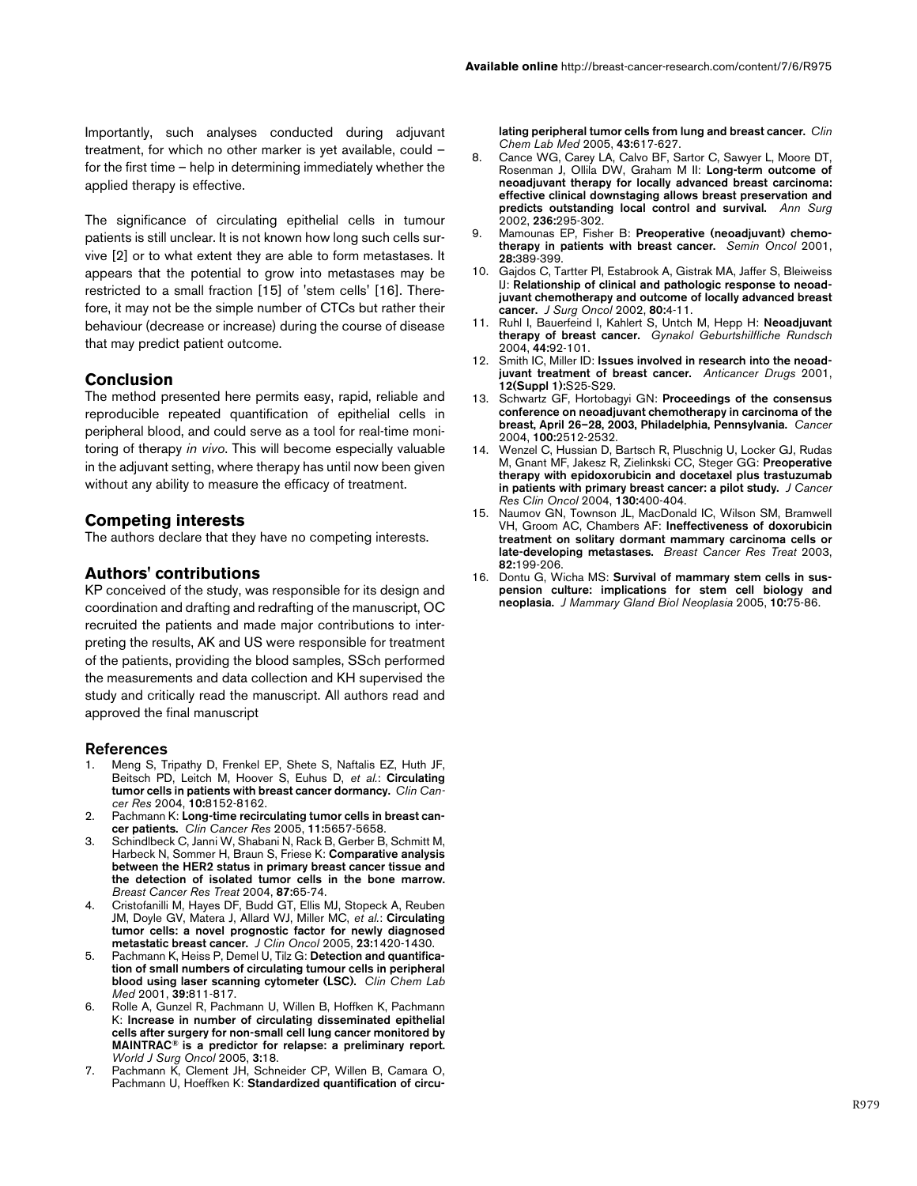Importantly, such analyses conducted during adjuvant treatment, for which no other marker is yet available, could – for the first time – help in determining immediately whether the applied therapy is effective.

The significance of circulating epithelial cells in tumour patients is still unclear. It is not known how long such cells survive [2] or to what extent they are able to form metastases. It appears that the potential to grow into metastases may be restricted to a small fraction [15] of 'stem cells' [16]. Therefore, it may not be the simple number of CTCs but rather their behaviour (decrease or increase) during the course of disease that may predict patient outcome.

## Conclusion

The method presented here permits easy, rapid, reliable and reproducible repeated quantification of epithelial cells in peripheral blood, and could serve as a tool for real-time monitoring of therapy *in vivo*. This will become especially valuable in the adjuvant setting, where therapy has until now been given without any ability to measure the efficacy of treatment.

## Competing interests

The authors declare that they have no competing interests.

## Authors' contributions

KP conceived of the study, was responsible for its design and coordination and drafting and redrafting of the manuscript, OC recruited the patients and made major contributions to interpreting the results, AK and US were responsible for treatment of the patients, providing the blood samples, SSch performed the measurements and data collection and KH supervised the study and critically read the manuscript. All authors read and approved the final manuscript

## References

1. Meng S, Tripathy D, Frenkel EP, Shete S, Naftalis EZ, Huth JF, Beitsch PD, Leitch M, Hoover S, Euhus D, *et al.*: **Circulating tumor cells in patients with breast cancer dormancy.** *Clin Cancer Res* 2004, **10:**8152-8162.
2. Pachmann K: **Long-time recirculating tumor cells in breast cancer patients.** *Clin Cancer Res* 2005, **11:**5657-5658.
3. Schindlbeck C, Janni W, Shabani N, Rack B, Gerber B, Schmitt M, Harbeck N, Sommer H, Braun S, Friese K: **Comparative analysis between the HER2 status in primary breast cancer tissue and the detection of isolated tumor cells in the bone marrow.** *Breast Cancer Res Treat* 2004, **87:**65-74.
4. Cristofanilli M, Hayes DF, Budd GT, Ellis MJ, Stopeck A, Reuben JM, Doyle GV, Matera J, Allard WJ, Miller MC, *et al.*: **Circulating tumor cells: a novel prognostic factor for newly diagnosed metastatic breast cancer.** *J Clin Oncol* 2005, **23:**1420-1430.
5. Pachmann K, Heiss P, Demel U, Tilz G: **Detection and quantification of small numbers of circulating tumour cells in peripheral blood using laser scanning cytometer (LSC).** *Clin Chem Lab Med* 2001, **39:**811-817.
6. Rolle A, Gunzel R, Pachmann U, Willen B, Hoffken K, Pachmann K: **Increase in number of circulating disseminated epithelial cells after surgery for non-small cell lung cancer monitored by MAINTRAC® is a predictor for relapse: a preliminary report.** *World J Surg Oncol* 2005, **3:**18.
7. Pachmann K, Clement JH, Schneider CP, Willen B, Camara O, Pachmann U, Hoeffken K: **Standardized quantification of circulating peripheral tumor cells from lung and breast cancer.** *Clin Chem Lab Med* 2005, **43:**617-627.
8. Cance WG, Carey LA, Calvo BF, Sartor C, Sawyer L, Moore DT, Rosenman J, Ollila DW, Graham M II: **Long-term outcome of neoadjuvant therapy for locally advanced breast carcinoma: effective clinical downstaging allows breast preservation and predicts outstanding local control and survival.** *Ann Surg* 2002, **236:**295-302.
9. Mamounas EP, Fisher B: **Preoperative (neoadjuvant) chemotherapy in patients with breast cancer.** *Semin Oncol* 2001, **28:**389-399.
10. Gajdos C, Tartter PI, Estabrook A, Gistrak MA, Jaffer S, Bleiweiss IJ: **Relationship of clinical and pathologic response to neoadjuvant chemotherapy and outcome of locally advanced breast cancer.** *J Surg Oncol* 2002, **80:**4-11.
11. Ruhl I, Bauerfeind I, Kahlert S, Untch M, Hepp H: **Neoadjuvant therapy of breast cancer.** *Gynakol Geburtshilfliche Rundsch* 2004, **44:**92-101.
12. Smith IC, Miller ID: **Issues involved in research into the neoadjuvant treatment of breast cancer.** *Anticancer Drugs* 2001, **12(Suppl 1):**S25-S29.
13. Schwartz GF, Hortobagyi GN: **Proceedings of the consensus conference on neoadjuvant chemotherapy in carcinoma of the breast, April 26–28, 2003, Philadelphia, Pennsylvania.** *Cancer* 2004, **100:**2512-2532.
14. Wenzel C, Hussian D, Bartsch R, Pluschnig U, Locker GJ, Rudas M, Gnant MF, Jakesz R, Zielinski CC, Steger GG: **Preoperative therapy with epidoxorubicin and docetaxel plus trastuzumab in patients with primary breast cancer: a pilot study.** *J Cancer Res Clin Oncol* 2004, **130:**400-404.
15. Naumov GN, Townson JL, MacDonald IC, Wilson SM, Bramwell VH, Groom AC, Chambers AF: **Ineffectiveness of doxorubicin treatment on solitary dormant mammary carcinoma cells or late-developing metastases.** *Breast Cancer Res Treat* 2003, **82:**199-206.
16. Dontu G, Wicha MS: **Survival of mammary stem cells in suspension culture: implications for stem cell biology and neoplasia.** *J Mammary Gland Biol Neoplasia* 2005, **10:**75-86.